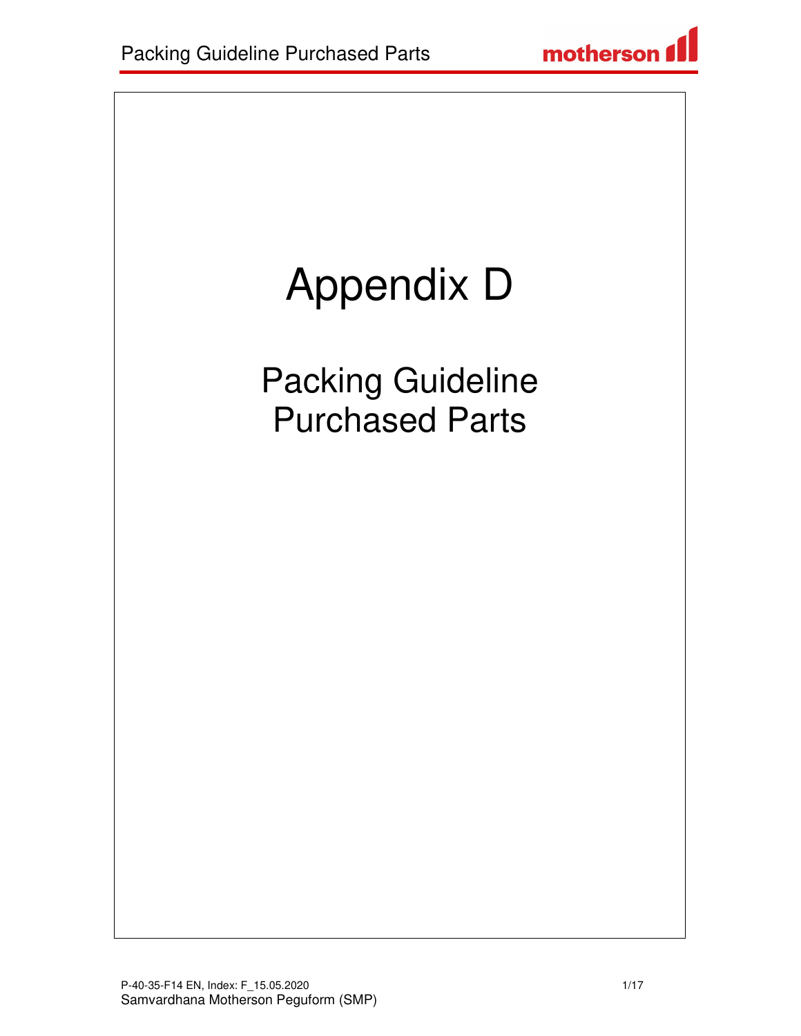# Appendix D

## Packing Guideline Purchased Parts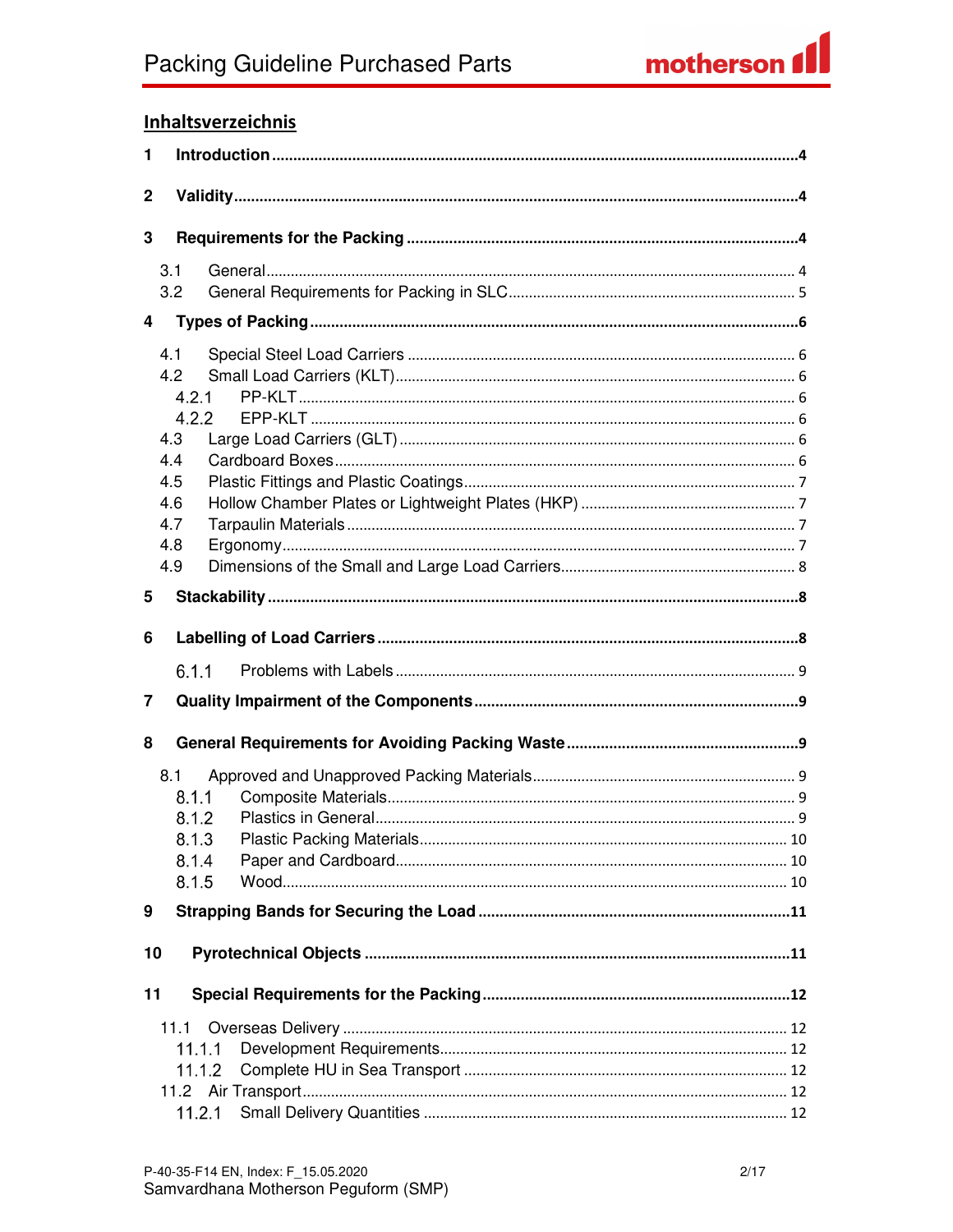## Inhaltsverzeichnis

1 Introduction ....................................................................................................................4

2 Validity.............................................................................................................................4

3 Requirements for the Packing ......................................................................................4

- 3.1 General...................................................................................................................4
- 3.2 General Requirements for Packing in SLC...............................................................5

4 Types of Packing............................................................................................................6

- 4.1 Special Steel Load Carriers ......................................................................................6
- 4.2 Small Load Carriers (KLT)........................................................................................6
  - 4.2.1 PP-KLT..............................................................................................................6
  - 4.2.2 EPP-KLT ...........................................................................................................6
- 4.3 Large Load Carriers (GLT) .......................................................................................6
- 4.4 Cardboard Boxes.....................................................................................................6
- 4.5 Plastic Fittings and Plastic Coatings.........................................................................7
- 4.6 Hollow Chamber Plates or Lightweight Plates (HKP) ...............................................7
- 4.7 Tarpaulin Materials ...................................................................................................7
- 4.8 Ergonomy.................................................................................................................7
- 4.9 Dimensions of the Small and Large Load Carriers....................................................8

5 Stackability .....................................................................................................................8

6 Labelling of Load Carriers .............................................................................................8

- 6.1.1 Problems with Labels .........................................................................................9

7 Quality Impairment of the Components........................................................................9

8 General Requirements for Avoiding Packing Waste.....................................................9

- 8.1 Approved and Unapproved Packing Materials..........................................................9
  - 8.1.1 Composite Materials...........................................................................................9
  - 8.1.2 Plastics in General.............................................................................................9
  - 8.1.3 Plastic Packing Materials..................................................................................10
  - 8.1.4 Paper and Cardboard.......................................................................................10
  - 8.1.5 Wood................................................................................................................10

9 Strapping Bands for Securing the Load .....................................................................11

10 Pyrotechnical Objects ................................................................................................11

11 Special Requirements for the Packing.......................................................................12

- 11.1 Overseas Delivery ...............................................................................................12
  - 11.1.1 Development Requirements............................................................................12
  - 11.1.2 Complete HU in Sea Transport .......................................................................12
- 11.2 Air Transport.........................................................................................................12
  - 11.2.1 Small Delivery Quantities ................................................................................12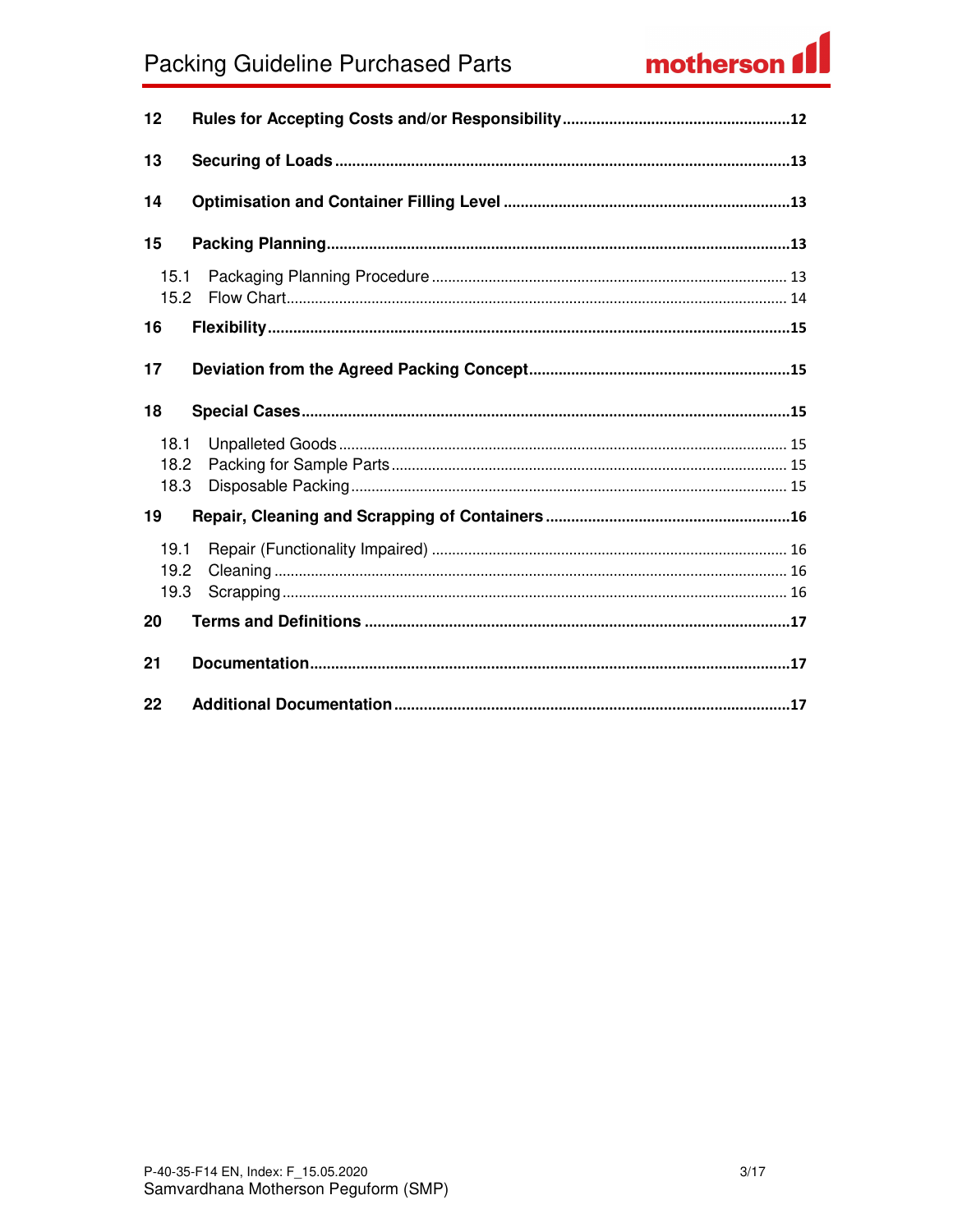| | | |
|---|---|---|
| **12** | **Rules for Accepting Costs and/or Responsibility** | **12** |
| **13** | **Securing of Loads** | **13** |
| **14** | **Optimisation and Container Filling Level** | **13** |
| **15** | **Packing Planning** | **13** |
| 15.1 | Packaging Planning Procedure | 13 |
| 15.2 | Flow Chart | 14 |
| **16** | **Flexibility** | **15** |
| **17** | **Deviation from the Agreed Packing Concept** | **15** |
| **18** | **Special Cases** | **15** |
| 18.1 | Unpalleted Goods | 15 |
| 18.2 | Packing for Sample Parts | 15 |
| 18.3 | Disposable Packing | 15 |
| **19** | **Repair, Cleaning and Scrapping of Containers** | **16** |
| 19.1 | Repair (Functionality Impaired) | 16 |
| 19.2 | Cleaning | 16 |
| 19.3 | Scrapping | 16 |
| **20** | **Terms and Definitions** | **17** |
| **21** | **Documentation** | **17** |
| **22** | **Additional Documentation** | **17** |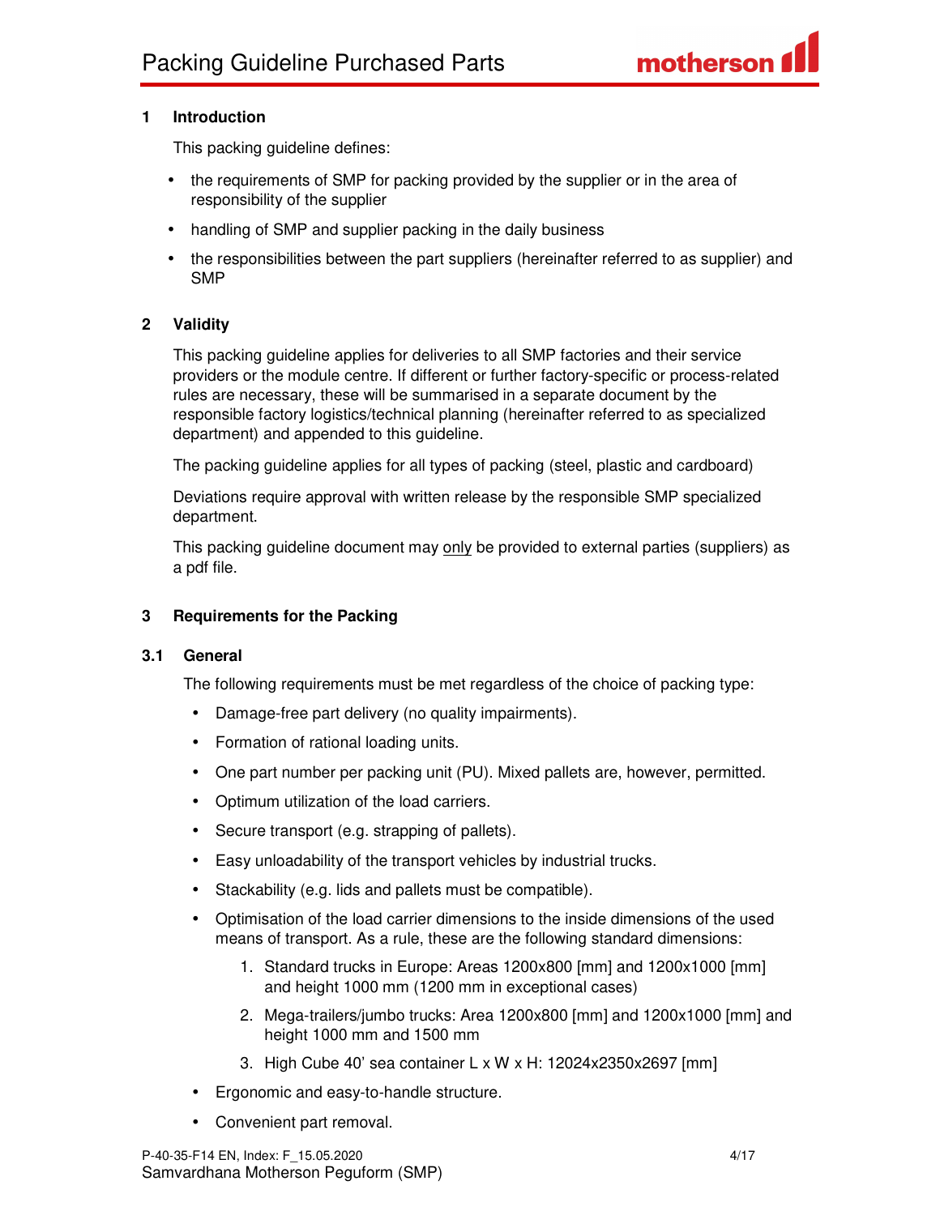## 1 Introduction

This packing guideline defines:

- the requirements of SMP for packing provided by the supplier or in the area of responsibility of the supplier
- handling of SMP and supplier packing in the daily business
- the responsibilities between the part suppliers (hereinafter referred to as supplier) and SMP

## 2 Validity

This packing guideline applies for deliveries to all SMP factories and their service providers or the module centre. If different or further factory-specific or process-related rules are necessary, these will be summarised in a separate document by the responsible factory logistics/technical planning (hereinafter referred to as specialized department) and appended to this guideline.

The packing guideline applies for all types of packing (steel, plastic and cardboard)

Deviations require approval with written release by the responsible SMP specialized department.

This packing guideline document may only be provided to external parties (suppliers) as a pdf file.

## 3 Requirements for the Packing

### 3.1 General

The following requirements must be met regardless of the choice of packing type:

- Damage-free part delivery (no quality impairments).
- Formation of rational loading units.
- One part number per packing unit (PU). Mixed pallets are, however, permitted.
- Optimum utilization of the load carriers.
- Secure transport (e.g. strapping of pallets).
- Easy unloadability of the transport vehicles by industrial trucks.
- Stackability (e.g. lids and pallets must be compatible).
- Optimisation of the load carrier dimensions to the inside dimensions of the used means of transport. As a rule, these are the following standard dimensions:
  1. Standard trucks in Europe: Areas 1200x800 [mm] and 1200x1000 [mm] and height 1000 mm (1200 mm in exceptional cases)
  2. Mega-trailers/jumbo trucks: Area 1200x800 [mm] and 1200x1000 [mm] and height 1000 mm and 1500 mm
  3. High Cube 40' sea container L x W x H: 12024x2350x2697 [mm]
- Ergonomic and easy-to-handle structure.
- Convenient part removal.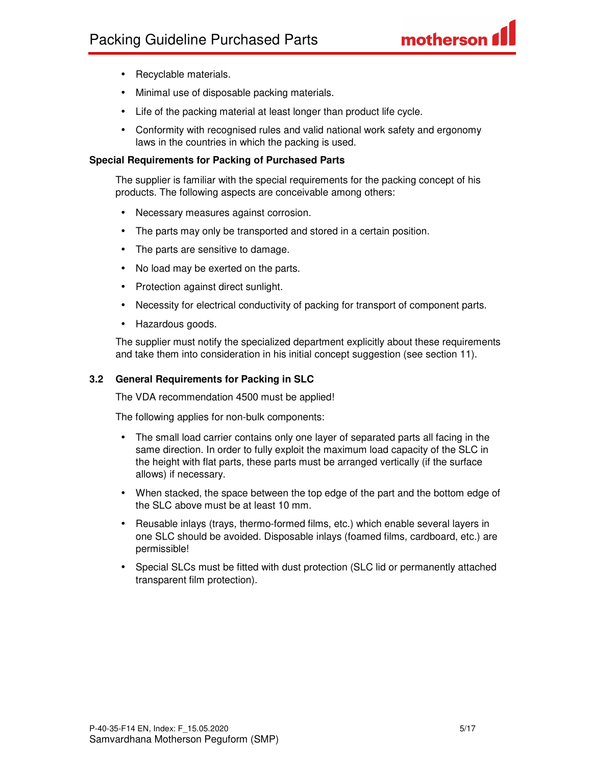- Recyclable materials.
- Minimal use of disposable packing materials.
- Life of the packing material at least longer than product life cycle.
- Conformity with recognised rules and valid national work safety and ergonomy laws in the countries in which the packing is used.

**Special Requirements for Packing of Purchased Parts**

The supplier is familiar with the special requirements for the packing concept of his products. The following aspects are conceivable among others:

- Necessary measures against corrosion.
- The parts may only be transported and stored in a certain position.
- The parts are sensitive to damage.
- No load may be exerted on the parts.
- Protection against direct sunlight.
- Necessity for electrical conductivity of packing for transport of component parts.
- Hazardous goods.

The supplier must notify the specialized department explicitly about these requirements and take them into consideration in his initial concept suggestion (see section 11).

### 3.2 General Requirements for Packing in SLC

The VDA recommendation 4500 must be applied!

The following applies for non-bulk components:

- The small load carrier contains only one layer of separated parts all facing in the same direction. In order to fully exploit the maximum load capacity of the SLC in the height with flat parts, these parts must be arranged vertically (if the surface allows) if necessary.
- When stacked, the space between the top edge of the part and the bottom edge of the SLC above must be at least 10 mm.
- Reusable inlays (trays, thermo-formed films, etc.) which enable several layers in one SLC should be avoided. Disposable inlays (foamed films, cardboard, etc.) are permissible!
- Special SLCs must be fitted with dust protection (SLC lid or permanently attached transparent film protection).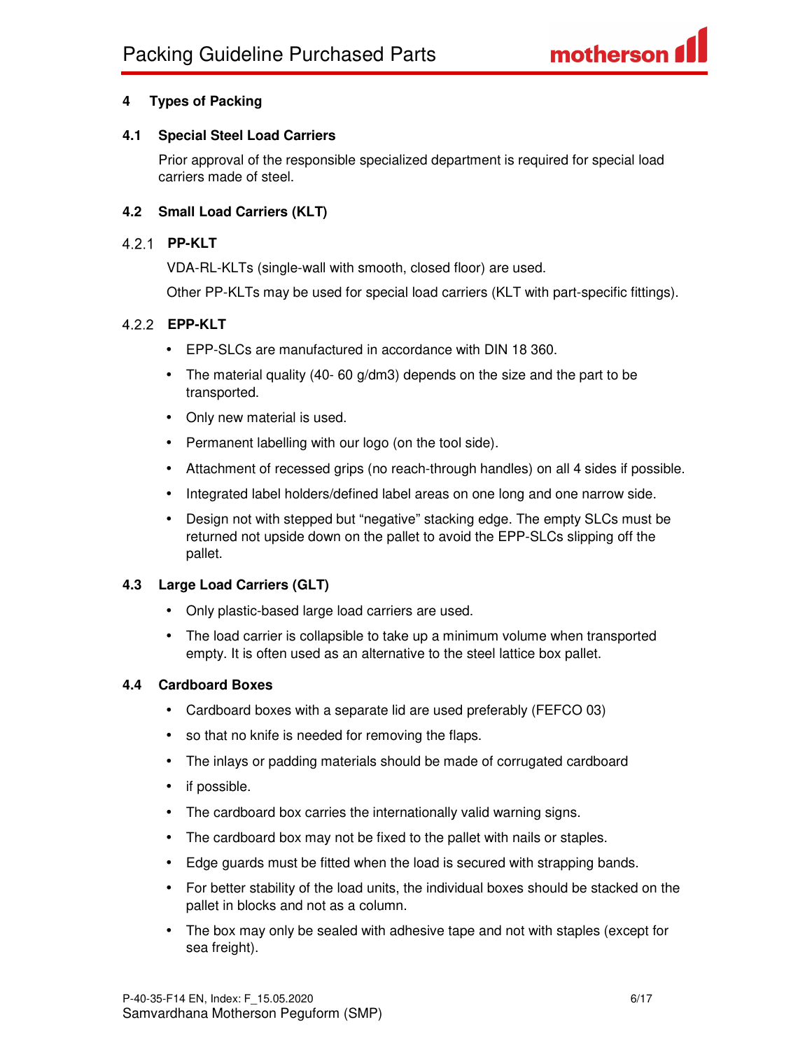## 4 Types of Packing

### 4.1 Special Steel Load Carriers

Prior approval of the responsible specialized department is required for special load carriers made of steel.

### 4.2 Small Load Carriers (KLT)

#### 4.2.1 PP-KLT

VDA-RL-KLTs (single-wall with smooth, closed floor) are used.

Other PP-KLTs may be used for special load carriers (KLT with part-specific fittings).

#### 4.2.2 EPP-KLT

- EPP-SLCs are manufactured in accordance with DIN 18 360.
- The material quality (40- 60 g/dm3) depends on the size and the part to be transported.
- Only new material is used.
- Permanent labelling with our logo (on the tool side).
- Attachment of recessed grips (no reach-through handles) on all 4 sides if possible.
- Integrated label holders/defined label areas on one long and one narrow side.
- Design not with stepped but “negative” stacking edge. The empty SLCs must be returned not upside down on the pallet to avoid the EPP-SLCs slipping off the pallet.

### 4.3 Large Load Carriers (GLT)

- Only plastic-based large load carriers are used.
- The load carrier is collapsible to take up a minimum volume when transported empty. It is often used as an alternative to the steel lattice box pallet.

### 4.4 Cardboard Boxes

- Cardboard boxes with a separate lid are used preferably (FEFCO 03)
- so that no knife is needed for removing the flaps.
- The inlays or padding materials should be made of corrugated cardboard
- if possible.
- The cardboard box carries the internationally valid warning signs.
- The cardboard box may not be fixed to the pallet with nails or staples.
- Edge guards must be fitted when the load is secured with strapping bands.
- For better stability of the load units, the individual boxes should be stacked on the pallet in blocks and not as a column.
- The box may only be sealed with adhesive tape and not with staples (except for sea freight).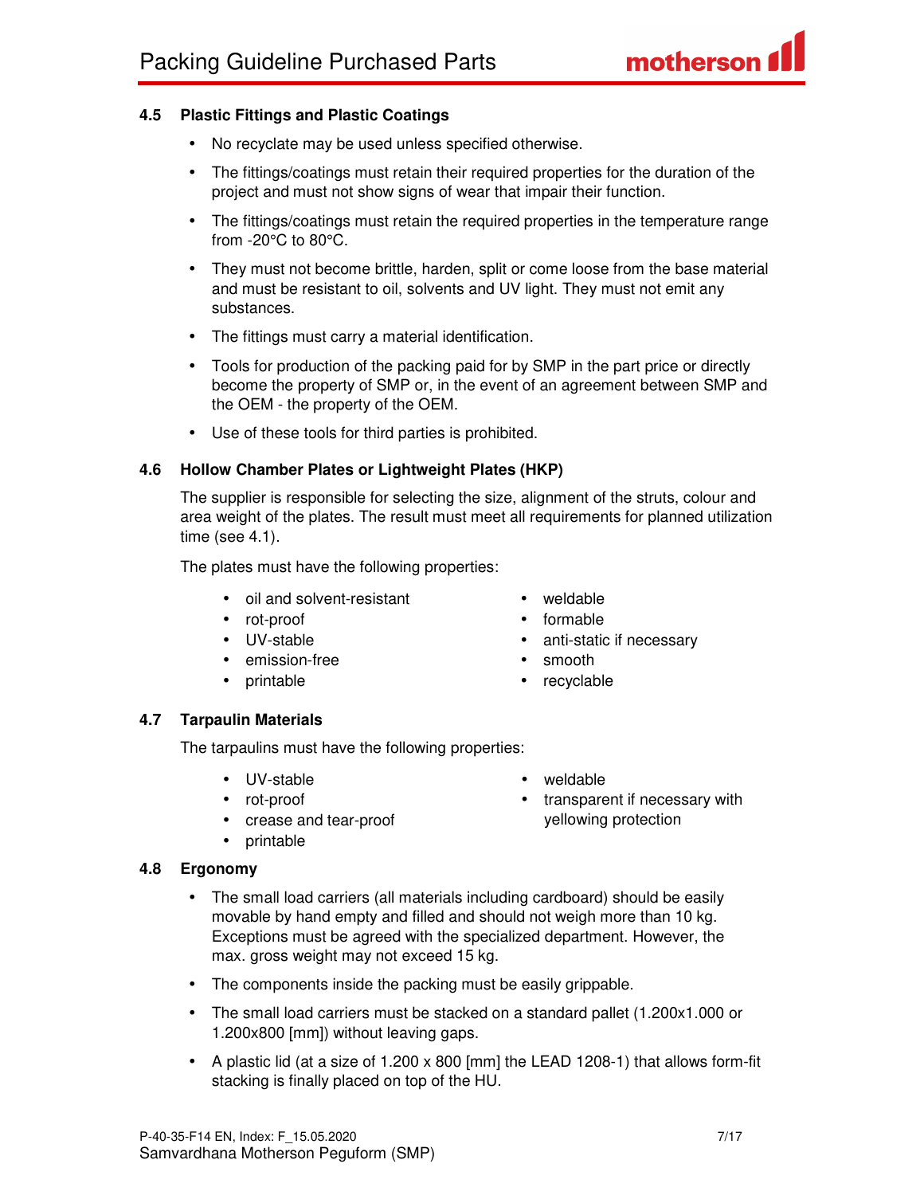### 4.5 Plastic Fittings and Plastic Coatings

- No recyclate may be used unless specified otherwise.
- The fittings/coatings must retain their required properties for the duration of the project and must not show signs of wear that impair their function.
- The fittings/coatings must retain the required properties in the temperature range from -20°C to 80°C.
- They must not become brittle, harden, split or come loose from the base material and must be resistant to oil, solvents and UV light. They must not emit any substances.
- The fittings must carry a material identification.
- Tools for production of the packing paid for by SMP in the part price or directly become the property of SMP or, in the event of an agreement between SMP and the OEM - the property of the OEM.
- Use of these tools for third parties is prohibited.

### 4.6 Hollow Chamber Plates or Lightweight Plates (HKP)

The supplier is responsible for selecting the size, alignment of the struts, colour and area weight of the plates. The result must meet all requirements for planned utilization time (see 4.1).

The plates must have the following properties:

- oil and solvent-resistant
- rot-proof
- UV-stable
- emission-free
- printable
- weldable
- formable
- anti-static if necessary
- smooth
- recyclable

### 4.7 Tarpaulin Materials

The tarpaulins must have the following properties:

- UV-stable
- rot-proof
- crease and tear-proof
- printable
- weldable
- transparent if necessary with yellowing protection

### 4.8 Ergonomy

- The small load carriers (all materials including cardboard) should be easily movable by hand empty and filled and should not weigh more than 10 kg. Exceptions must be agreed with the specialized department. However, the max. gross weight may not exceed 15 kg.
- The components inside the packing must be easily grippable.
- The small load carriers must be stacked on a standard pallet (1.200x1.000 or 1.200x800 [mm]) without leaving gaps.
- A plastic lid (at a size of 1.200 x 800 [mm] the LEAD 1208-1) that allows form-fit stacking is finally placed on top of the HU.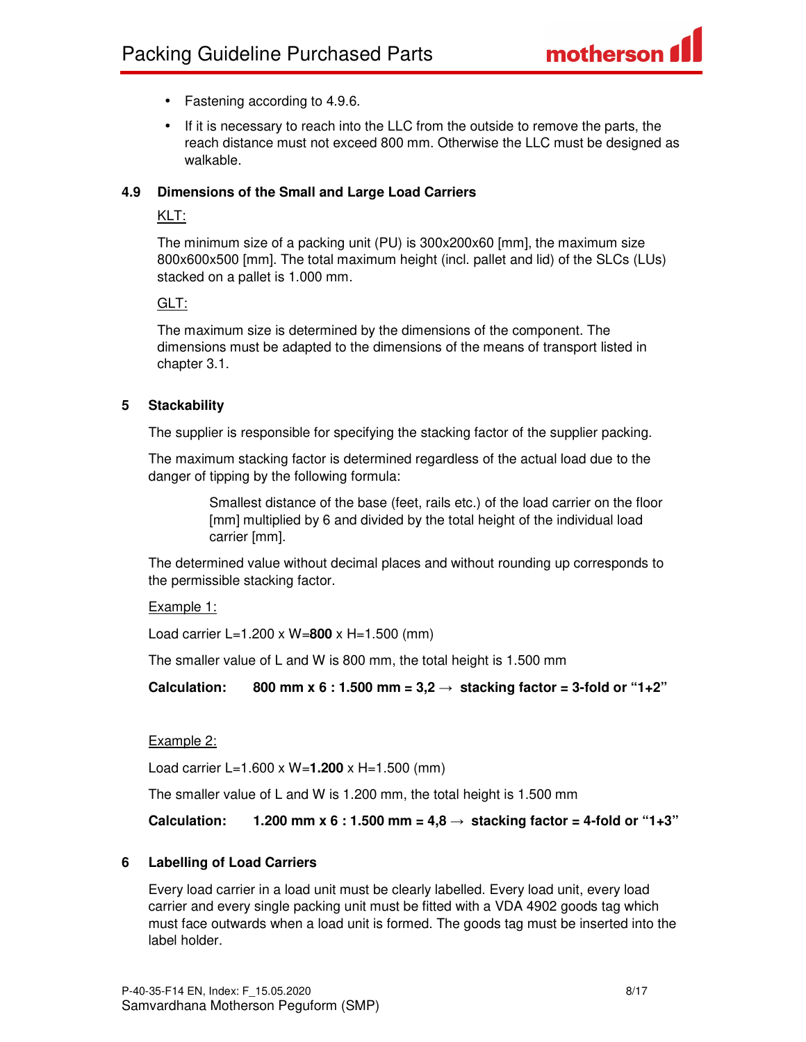- Fastening according to 4.9.6.
- If it is necessary to reach into the LLC from the outside to remove the parts, the reach distance must not exceed 800 mm. Otherwise the LLC must be designed as walkable.

### 4.9 Dimensions of the Small and Large Load Carriers

KLT:

The minimum size of a packing unit (PU) is 300x200x60 [mm], the maximum size 800x600x500 [mm]. The total maximum height (incl. pallet and lid) of the SLCs (LUs) stacked on a pallet is 1.000 mm.

GLT:

The maximum size is determined by the dimensions of the component. The dimensions must be adapted to the dimensions of the means of transport listed in chapter 3.1.

## 5 Stackability

The supplier is responsible for specifying the stacking factor of the supplier packing.

The maximum stacking factor is determined regardless of the actual load due to the danger of tipping by the following formula:

> Smallest distance of the base (feet, rails etc.) of the load carrier on the floor [mm] multiplied by 6 and divided by the total height of the individual load carrier [mm].

The determined value without decimal places and without rounding up corresponds to the permissible stacking factor.

Example 1:

Load carrier L=1.200 x W=**800** x H=1.500 (mm)

The smaller value of L and W is 800 mm, the total height is 1.500 mm

**Calculation: 800 mm x 6 : 1.500 mm = 3,2 → stacking factor = 3-fold or "1+2"**

Example 2:

Load carrier L=1.600 x W=**1.200** x H=1.500 (mm)

The smaller value of L and W is 1.200 mm, the total height is 1.500 mm

**Calculation: 1.200 mm x 6 : 1.500 mm = 4,8 → stacking factor = 4-fold or "1+3"**

## 6 Labelling of Load Carriers

Every load carrier in a load unit must be clearly labelled. Every load unit, every load carrier and every single packing unit must be fitted with a VDA 4902 goods tag which must face outwards when a load unit is formed. The goods tag must be inserted into the label holder.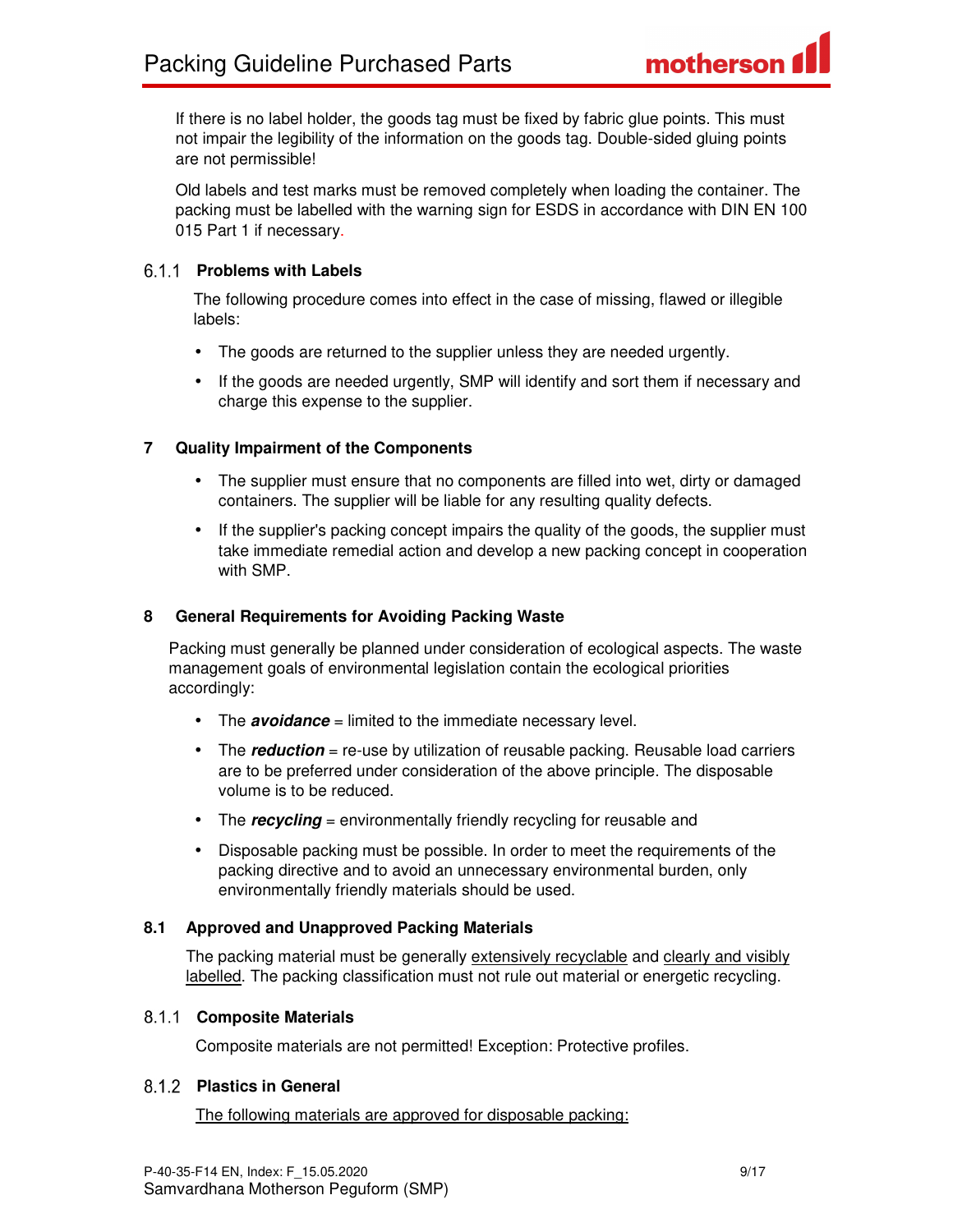If there is no label holder, the goods tag must be fixed by fabric glue points. This must not impair the legibility of the information on the goods tag. Double-sided gluing points are not permissible!

Old labels and test marks must be removed completely when loading the container. The packing must be labelled with the warning sign for ESDS in accordance with DIN EN 100 015 Part 1 if necessary.

#### 6.1.1 Problems with Labels

The following procedure comes into effect in the case of missing, flawed or illegible labels:

- The goods are returned to the supplier unless they are needed urgently.
- If the goods are needed urgently, SMP will identify and sort them if necessary and charge this expense to the supplier.

## 7 Quality Impairment of the Components

- The supplier must ensure that no components are filled into wet, dirty or damaged containers. The supplier will be liable for any resulting quality defects.
- If the supplier's packing concept impairs the quality of the goods, the supplier must take immediate remedial action and develop a new packing concept in cooperation with SMP.

## 8 General Requirements for Avoiding Packing Waste

Packing must generally be planned under consideration of ecological aspects. The waste management goals of environmental legislation contain the ecological priorities accordingly:

- The ***avoidance*** = limited to the immediate necessary level.
- The ***reduction*** = re-use by utilization of reusable packing. Reusable load carriers are to be preferred under consideration of the above principle. The disposable volume is to be reduced.
- The ***recycling*** = environmentally friendly recycling for reusable and
- Disposable packing must be possible. In order to meet the requirements of the packing directive and to avoid an unnecessary environmental burden, only environmentally friendly materials should be used.

### 8.1 Approved and Unapproved Packing Materials

The packing material must be generally <u>extensively recyclable</u> and <u>clearly and visibly labelled</u>. The packing classification must not rule out material or energetic recycling.

#### 8.1.1 Composite Materials

Composite materials are not permitted! Exception: Protective profiles.

#### 8.1.2 Plastics in General

<u>The following materials are approved for disposable packing:</u>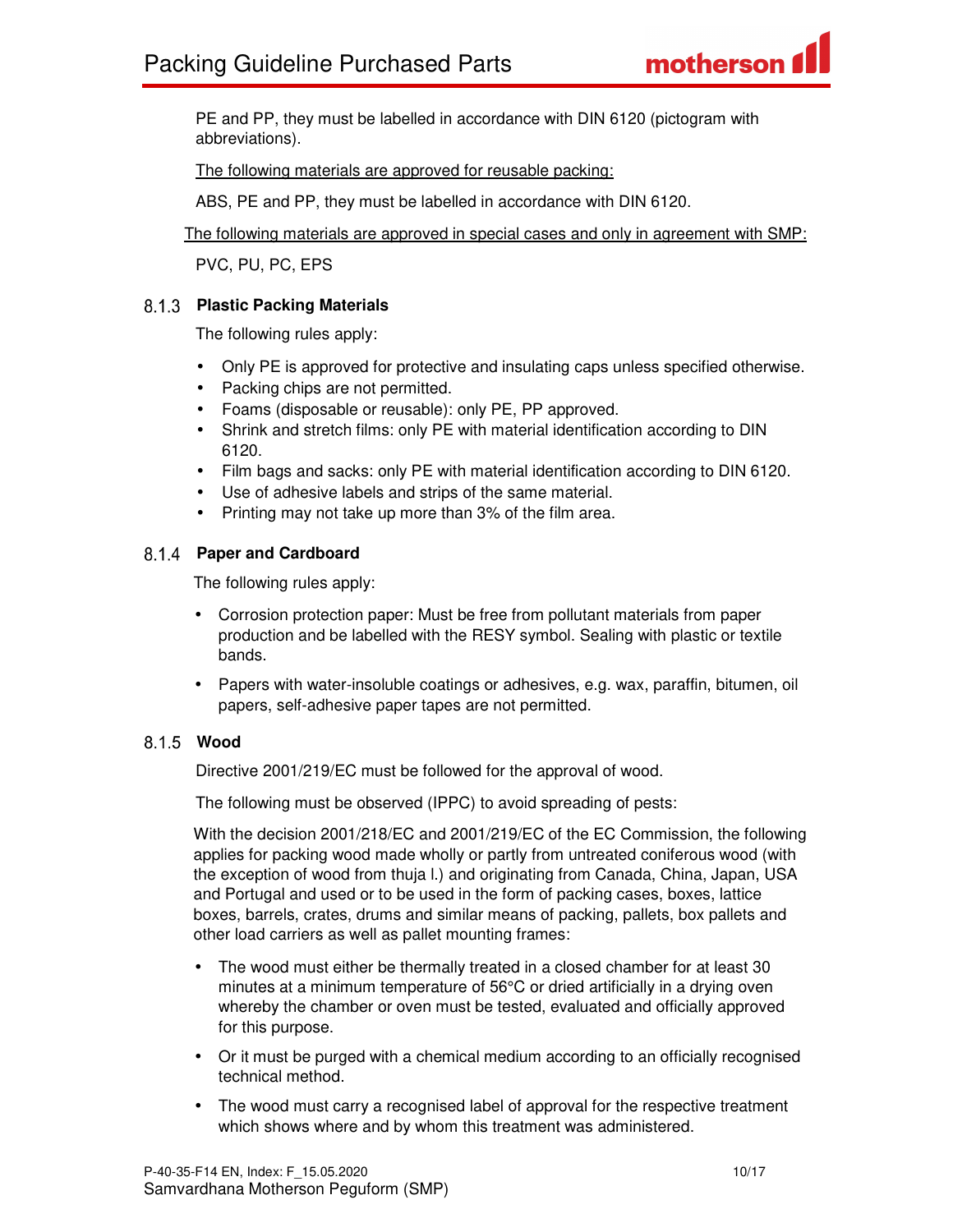PE and PP, they must be labelled in accordance with DIN 6120 (pictogram with abbreviations).

<u>The following materials are approved for reusable packing:</u>

ABS, PE and PP, they must be labelled in accordance with DIN 6120.

<u>The following materials are approved in special cases and only in agreement with SMP:</u>

PVC, PU, PC, EPS

### 8.1.3 Plastic Packing Materials

The following rules apply:

- Only PE is approved for protective and insulating caps unless specified otherwise.
- Packing chips are not permitted.
- Foams (disposable or reusable): only PE, PP approved.
- Shrink and stretch films: only PE with material identification according to DIN 6120.
- Film bags and sacks: only PE with material identification according to DIN 6120.
- Use of adhesive labels and strips of the same material.
- Printing may not take up more than 3% of the film area.

### 8.1.4 Paper and Cardboard

The following rules apply:

- Corrosion protection paper: Must be free from pollutant materials from paper production and be labelled with the RESY symbol. Sealing with plastic or textile bands.
- Papers with water-insoluble coatings or adhesives, e.g. wax, paraffin, bitumen, oil papers, self-adhesive paper tapes are not permitted.

### 8.1.5 Wood

Directive 2001/219/EC must be followed for the approval of wood.

The following must be observed (IPPC) to avoid spreading of pests:

With the decision 2001/218/EC and 2001/219/EC of the EC Commission, the following applies for packing wood made wholly or partly from untreated coniferous wood (with the exception of wood from thuja l.) and originating from Canada, China, Japan, USA and Portugal and used or to be used in the form of packing cases, boxes, lattice boxes, barrels, crates, drums and similar means of packing, pallets, box pallets and other load carriers as well as pallet mounting frames:

- The wood must either be thermally treated in a closed chamber for at least 30 minutes at a minimum temperature of 56°C or dried artificially in a drying oven whereby the chamber or oven must be tested, evaluated and officially approved for this purpose.
- Or it must be purged with a chemical medium according to an officially recognised technical method.
- The wood must carry a recognised label of approval for the respective treatment which shows where and by whom this treatment was administered.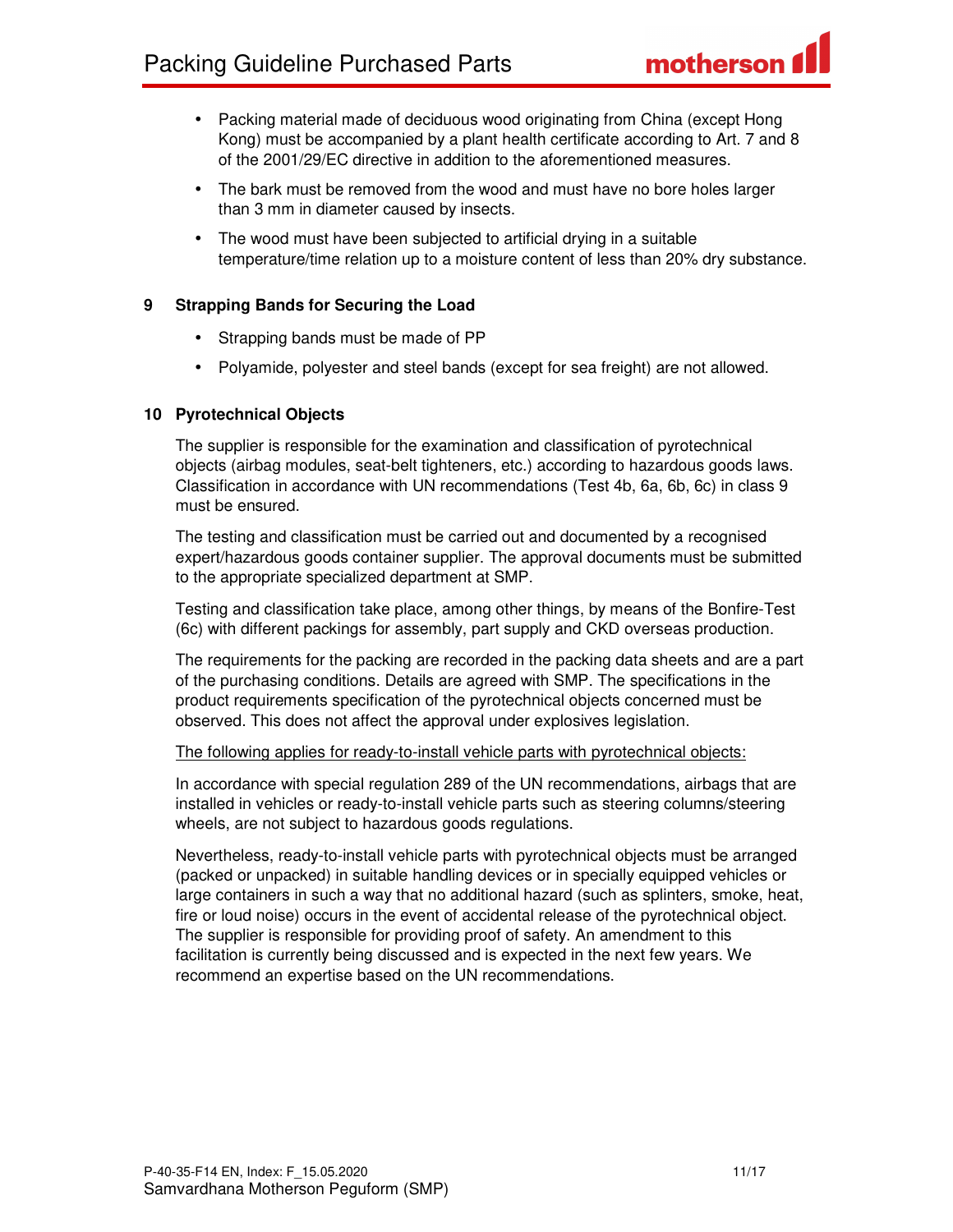- Packing material made of deciduous wood originating from China (except Hong Kong) must be accompanied by a plant health certificate according to Art. 7 and 8 of the 2001/29/EC directive in addition to the aforementioned measures.
- The bark must be removed from the wood and must have no bore holes larger than 3 mm in diameter caused by insects.
- The wood must have been subjected to artificial drying in a suitable temperature/time relation up to a moisture content of less than 20% dry substance.

## 9 Strapping Bands for Securing the Load

- Strapping bands must be made of PP
- Polyamide, polyester and steel bands (except for sea freight) are not allowed.

## 10 Pyrotechnical Objects

The supplier is responsible for the examination and classification of pyrotechnical objects (airbag modules, seat-belt tighteners, etc.) according to hazardous goods laws. Classification in accordance with UN recommendations (Test 4b, 6a, 6b, 6c) in class 9 must be ensured.

The testing and classification must be carried out and documented by a recognised expert/hazardous goods container supplier. The approval documents must be submitted to the appropriate specialized department at SMP.

Testing and classification take place, among other things, by means of the Bonfire-Test (6c) with different packings for assembly, part supply and CKD overseas production.

The requirements for the packing are recorded in the packing data sheets and are a part of the purchasing conditions. Details are agreed with SMP. The specifications in the product requirements specification of the pyrotechnical objects concerned must be observed. This does not affect the approval under explosives legislation.

<u>The following applies for ready-to-install vehicle parts with pyrotechnical objects:</u>

In accordance with special regulation 289 of the UN recommendations, airbags that are installed in vehicles or ready-to-install vehicle parts such as steering columns/steering wheels, are not subject to hazardous goods regulations.

Nevertheless, ready-to-install vehicle parts with pyrotechnical objects must be arranged (packed or unpacked) in suitable handling devices or in specially equipped vehicles or large containers in such a way that no additional hazard (such as splinters, smoke, heat, fire or loud noise) occurs in the event of accidental release of the pyrotechnical object. The supplier is responsible for providing proof of safety. An amendment to this facilitation is currently being discussed and is expected in the next few years. We recommend an expertise based on the UN recommendations.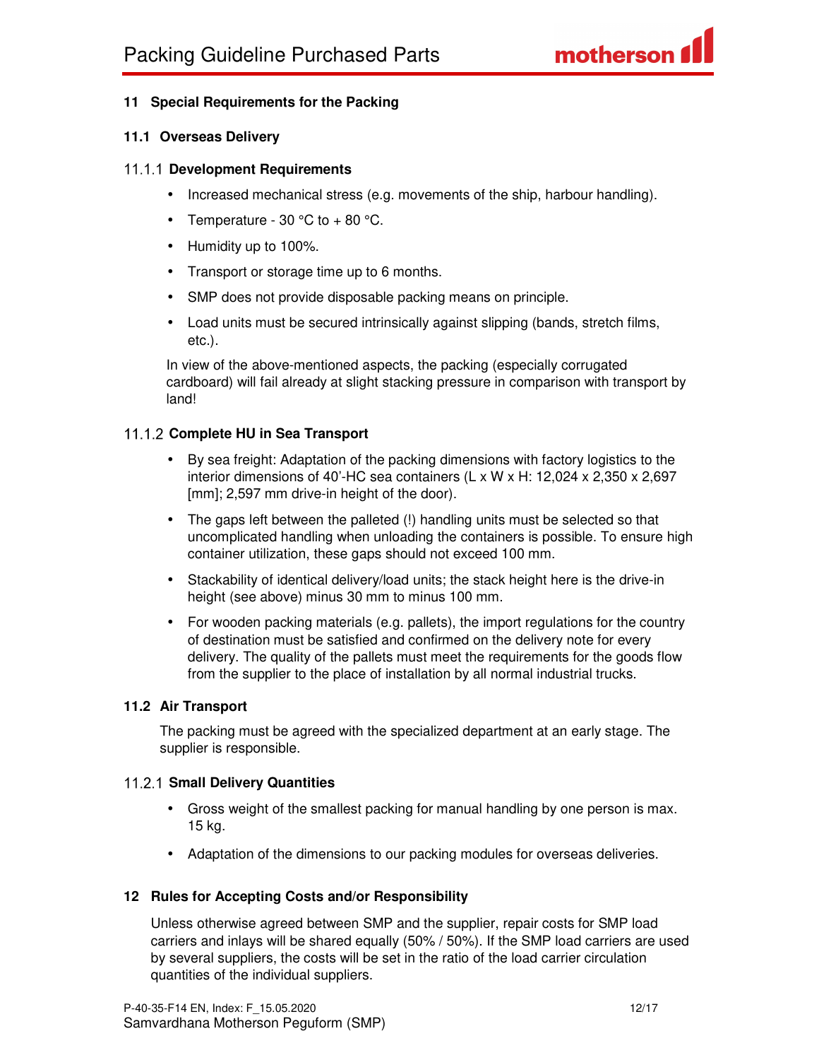## 11 Special Requirements for the Packing

### 11.1 Overseas Delivery

#### 11.1.1 Development Requirements

- Increased mechanical stress (e.g. movements of the ship, harbour handling).
- Temperature - 30 °C to + 80 °C.
- Humidity up to 100%.
- Transport or storage time up to 6 months.
- SMP does not provide disposable packing means on principle.
- Load units must be secured intrinsically against slipping (bands, stretch films, etc.).

In view of the above-mentioned aspects, the packing (especially corrugated cardboard) will fail already at slight stacking pressure in comparison with transport by land!

#### 11.1.2 Complete HU in Sea Transport

- By sea freight: Adaptation of the packing dimensions with factory logistics to the interior dimensions of 40'-HC sea containers (L x W x H: 12,024 x 2,350 x 2,697 [mm]; 2,597 mm drive-in height of the door).
- The gaps left between the palleted (!) handling units must be selected so that uncomplicated handling when unloading the containers is possible. To ensure high container utilization, these gaps should not exceed 100 mm.
- Stackability of identical delivery/load units; the stack height here is the drive-in height (see above) minus 30 mm to minus 100 mm.
- For wooden packing materials (e.g. pallets), the import regulations for the country of destination must be satisfied and confirmed on the delivery note for every delivery. The quality of the pallets must meet the requirements for the goods flow from the supplier to the place of installation by all normal industrial trucks.

### 11.2 Air Transport

The packing must be agreed with the specialized department at an early stage. The supplier is responsible.

#### 11.2.1 Small Delivery Quantities

- Gross weight of the smallest packing for manual handling by one person is max. 15 kg.
- Adaptation of the dimensions to our packing modules for overseas deliveries.

## 12 Rules for Accepting Costs and/or Responsibility

Unless otherwise agreed between SMP and the supplier, repair costs for SMP load carriers and inlays will be shared equally (50% / 50%). If the SMP load carriers are used by several suppliers, the costs will be set in the ratio of the load carrier circulation quantities of the individual suppliers.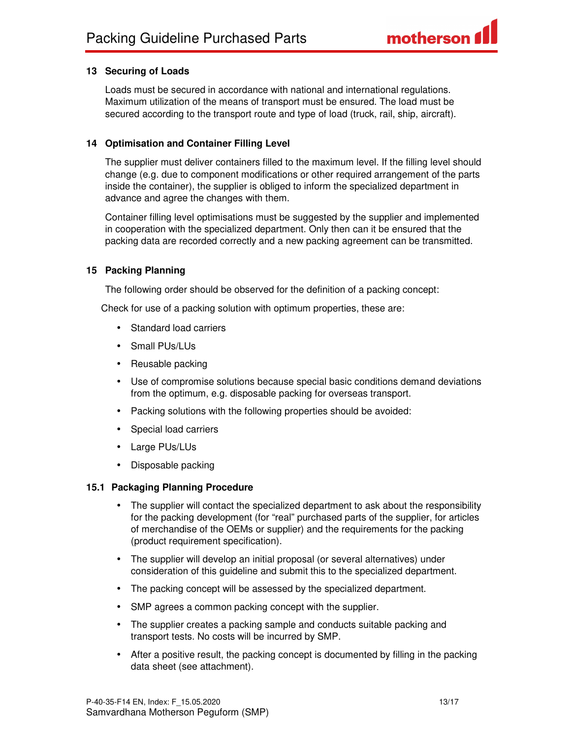## 13 Securing of Loads

Loads must be secured in accordance with national and international regulations. Maximum utilization of the means of transport must be ensured. The load must be secured according to the transport route and type of load (truck, rail, ship, aircraft).

## 14 Optimisation and Container Filling Level

The supplier must deliver containers filled to the maximum level. If the filling level should change (e.g. due to component modifications or other required arrangement of the parts inside the container), the supplier is obliged to inform the specialized department in advance and agree the changes with them.

Container filling level optimisations must be suggested by the supplier and implemented in cooperation with the specialized department. Only then can it be ensured that the packing data are recorded correctly and a new packing agreement can be transmitted.

## 15 Packing Planning

The following order should be observed for the definition of a packing concept:

Check for use of a packing solution with optimum properties, these are:

- Standard load carriers
- Small PUs/LUs
- Reusable packing
- Use of compromise solutions because special basic conditions demand deviations from the optimum, e.g. disposable packing for overseas transport.
- Packing solutions with the following properties should be avoided:
- Special load carriers
- Large PUs/LUs
- Disposable packing

### 15.1 Packaging Planning Procedure

- The supplier will contact the specialized department to ask about the responsibility for the packing development (for "real" purchased parts of the supplier, for articles of merchandise of the OEMs or supplier) and the requirements for the packing (product requirement specification).
- The supplier will develop an initial proposal (or several alternatives) under consideration of this guideline and submit this to the specialized department.
- The packing concept will be assessed by the specialized department.
- SMP agrees a common packing concept with the supplier.
- The supplier creates a packing sample and conducts suitable packing and transport tests. No costs will be incurred by SMP.
- After a positive result, the packing concept is documented by filling in the packing data sheet (see attachment).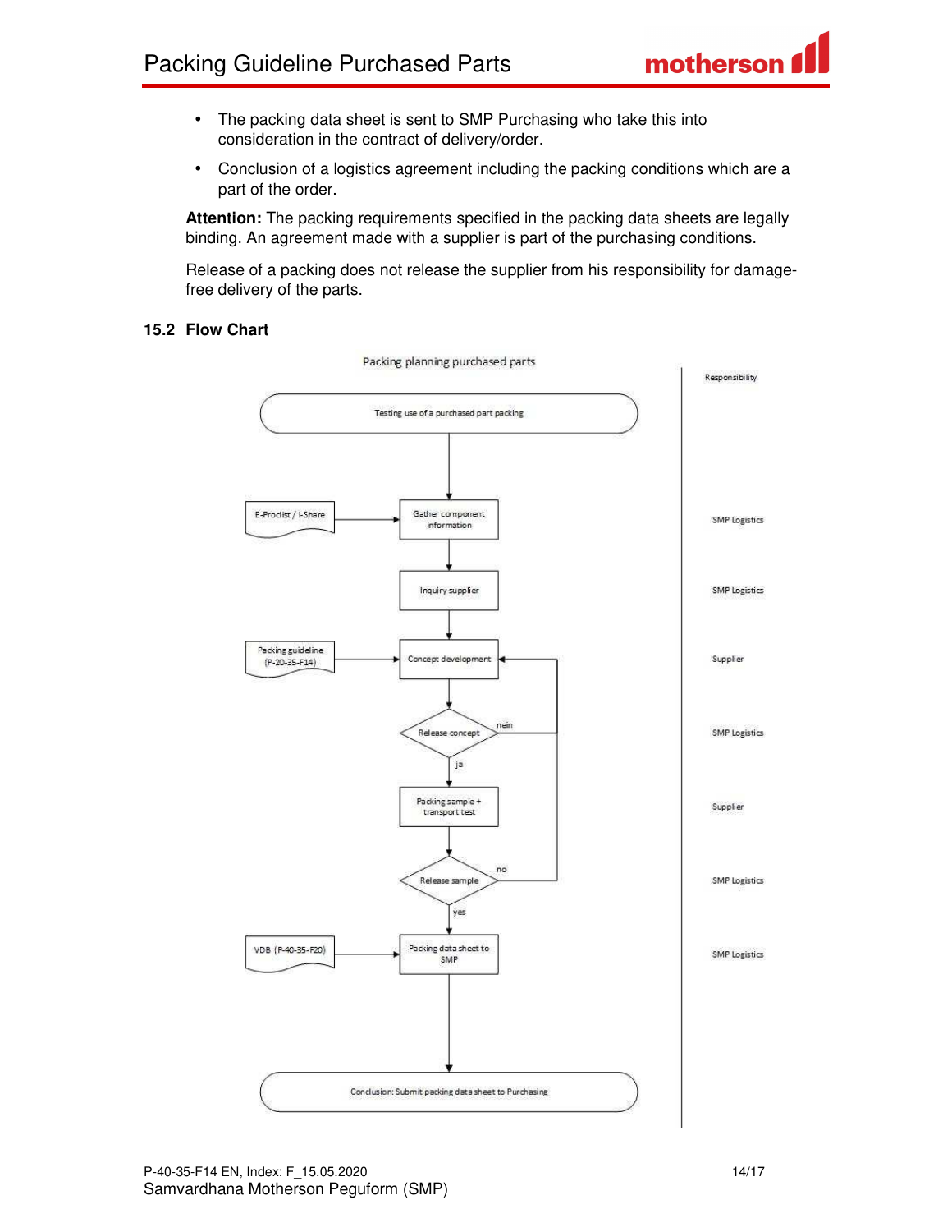- The packing data sheet is sent to SMP Purchasing who take this into consideration in the contract of delivery/order.
- Conclusion of a logistics agreement including the packing conditions which are a part of the order.

**Attention:** The packing requirements specified in the packing data sheets are legally binding. An agreement made with a supplier is part of the purchasing conditions.

Release of a packing does not release the supplier from his responsibility for damage-free delivery of the parts.

## 15.2 Flow Chart

Packing planning purchased parts

| Step | Input | Responsibility |
|---|---|---|
| Testing use of a purchased part packing | | |
| Gather component information | E-Proclist / I-Share | SMP Logistics |
| Inquiry supplier | | SMP Logistics |
| Concept development | Packing guideline (P-20-35-F14) | Supplier |
| Release concept (nein → Concept development; ja → next) | | SMP Logistics |
| Packing sample + transport test | | Supplier |
| Release sample (no → Concept development; yes → next) | | SMP Logistics |
| Packing data sheet to SMP | VDB (P-40-35-F20) | SMP Logistics |
| Conclusion: Submit packing data sheet to Purchasing | | |

P-40-35-F14 EN, Index: F_15.05.2020
Samvardhana Motherson Peguform (SMP)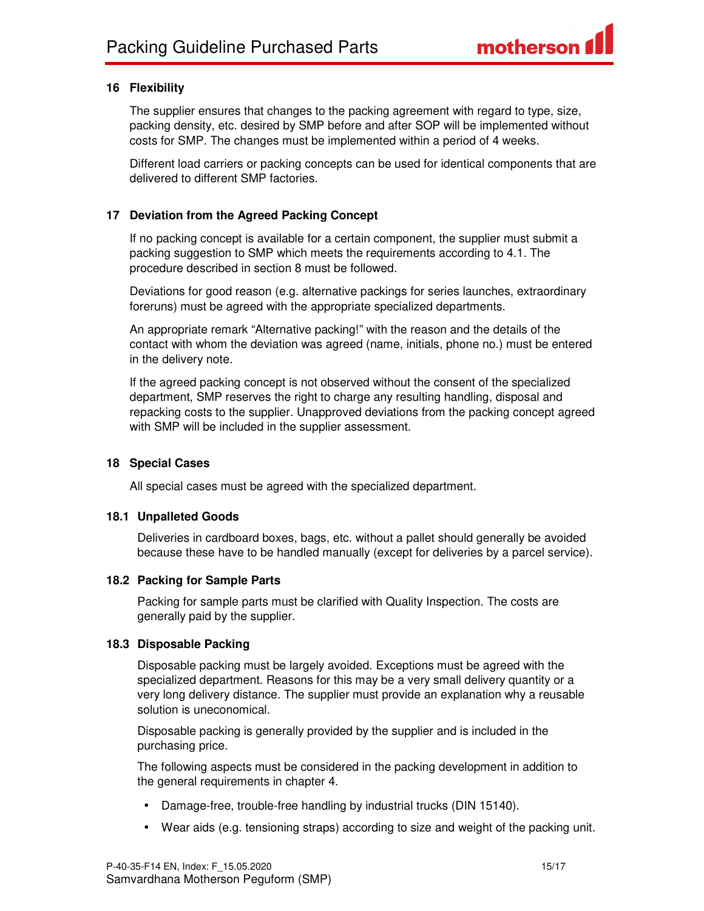## 16 Flexibility

The supplier ensures that changes to the packing agreement with regard to type, size, packing density, etc. desired by SMP before and after SOP will be implemented without costs for SMP. The changes must be implemented within a period of 4 weeks.

Different load carriers or packing concepts can be used for identical components that are delivered to different SMP factories.

## 17 Deviation from the Agreed Packing Concept

If no packing concept is available for a certain component, the supplier must submit a packing suggestion to SMP which meets the requirements according to 4.1. The procedure described in section 8 must be followed.

Deviations for good reason (e.g. alternative packings for series launches, extraordinary foreruns) must be agreed with the appropriate specialized departments.

An appropriate remark “Alternative packing!” with the reason and the details of the contact with whom the deviation was agreed (name, initials, phone no.) must be entered in the delivery note.

If the agreed packing concept is not observed without the consent of the specialized department, SMP reserves the right to charge any resulting handling, disposal and repacking costs to the supplier. Unapproved deviations from the packing concept agreed with SMP will be included in the supplier assessment.

## 18 Special Cases

All special cases must be agreed with the specialized department.

### 18.1 Unpalleted Goods

Deliveries in cardboard boxes, bags, etc. without a pallet should generally be avoided because these have to be handled manually (except for deliveries by a parcel service).

### 18.2 Packing for Sample Parts

Packing for sample parts must be clarified with Quality Inspection. The costs are generally paid by the supplier.

### 18.3 Disposable Packing

Disposable packing must be largely avoided. Exceptions must be agreed with the specialized department. Reasons for this may be a very small delivery quantity or a very long delivery distance. The supplier must provide an explanation why a reusable solution is uneconomical.

Disposable packing is generally provided by the supplier and is included in the purchasing price.

The following aspects must be considered in the packing development in addition to the general requirements in chapter 4.

- Damage-free, trouble-free handling by industrial trucks (DIN 15140).
- Wear aids (e.g. tensioning straps) according to size and weight of the packing unit.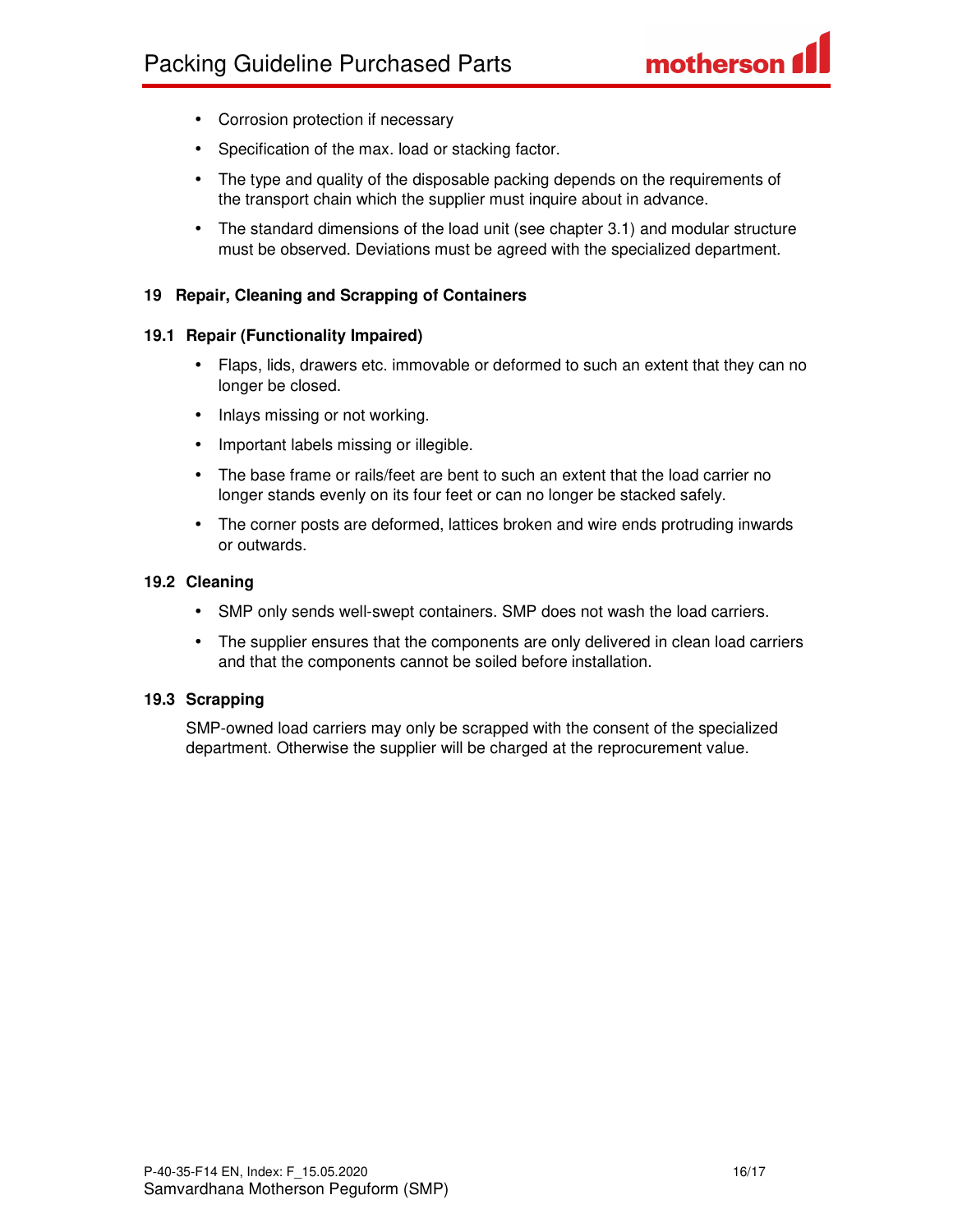- Corrosion protection if necessary
- Specification of the max. load or stacking factor.
- The type and quality of the disposable packing depends on the requirements of the transport chain which the supplier must inquire about in advance.
- The standard dimensions of the load unit (see chapter 3.1) and modular structure must be observed. Deviations must be agreed with the specialized department.

## 19 Repair, Cleaning and Scrapping of Containers

### 19.1 Repair (Functionality Impaired)

- Flaps, lids, drawers etc. immovable or deformed to such an extent that they can no longer be closed.
- Inlays missing or not working.
- Important labels missing or illegible.
- The base frame or rails/feet are bent to such an extent that the load carrier no longer stands evenly on its four feet or can no longer be stacked safely.
- The corner posts are deformed, lattices broken and wire ends protruding inwards or outwards.

### 19.2 Cleaning

- SMP only sends well-swept containers. SMP does not wash the load carriers.
- The supplier ensures that the components are only delivered in clean load carriers and that the components cannot be soiled before installation.

### 19.3 Scrapping

SMP-owned load carriers may only be scrapped with the consent of the specialized department. Otherwise the supplier will be charged at the reprocurement value.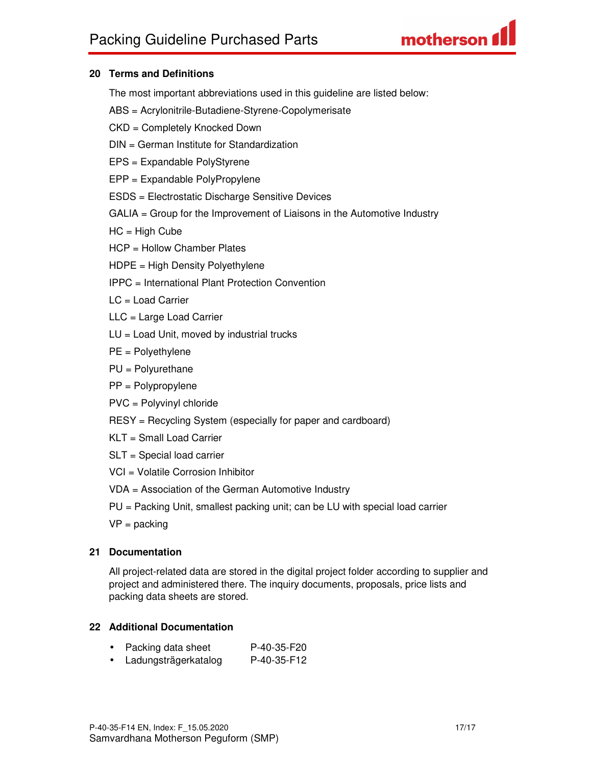## 20 Terms and Definitions

The most important abbreviations used in this guideline are listed below:

ABS = Acrylonitrile-Butadiene-Styrene-Copolymerisate

CKD = Completely Knocked Down

DIN = German Institute for Standardization

EPS = Expandable PolyStyrene

EPP = Expandable PolyPropylene

ESDS = Electrostatic Discharge Sensitive Devices

GALIA = Group for the Improvement of Liaisons in the Automotive Industry

HC = High Cube

HCP = Hollow Chamber Plates

HDPE = High Density Polyethylene

IPPC = International Plant Protection Convention

LC = Load Carrier

LLC = Large Load Carrier

LU = Load Unit, moved by industrial trucks

PE = Polyethylene

PU = Polyurethane

PP = Polypropylene

PVC = Polyvinyl chloride

RESY = Recycling System (especially for paper and cardboard)

KLT = Small Load Carrier

SLT = Special load carrier

VCI = Volatile Corrosion Inhibitor

VDA = Association of the German Automotive Industry

PU = Packing Unit, smallest packing unit; can be LU with special load carrier

VP = packing

## 21 Documentation

All project-related data are stored in the digital project folder according to supplier and project and administered there. The inquiry documents, proposals, price lists and packing data sheets are stored.

## 22 Additional Documentation

- Packing data sheet P-40-35-F20
- Ladungsträgerkatalog P-40-35-F12